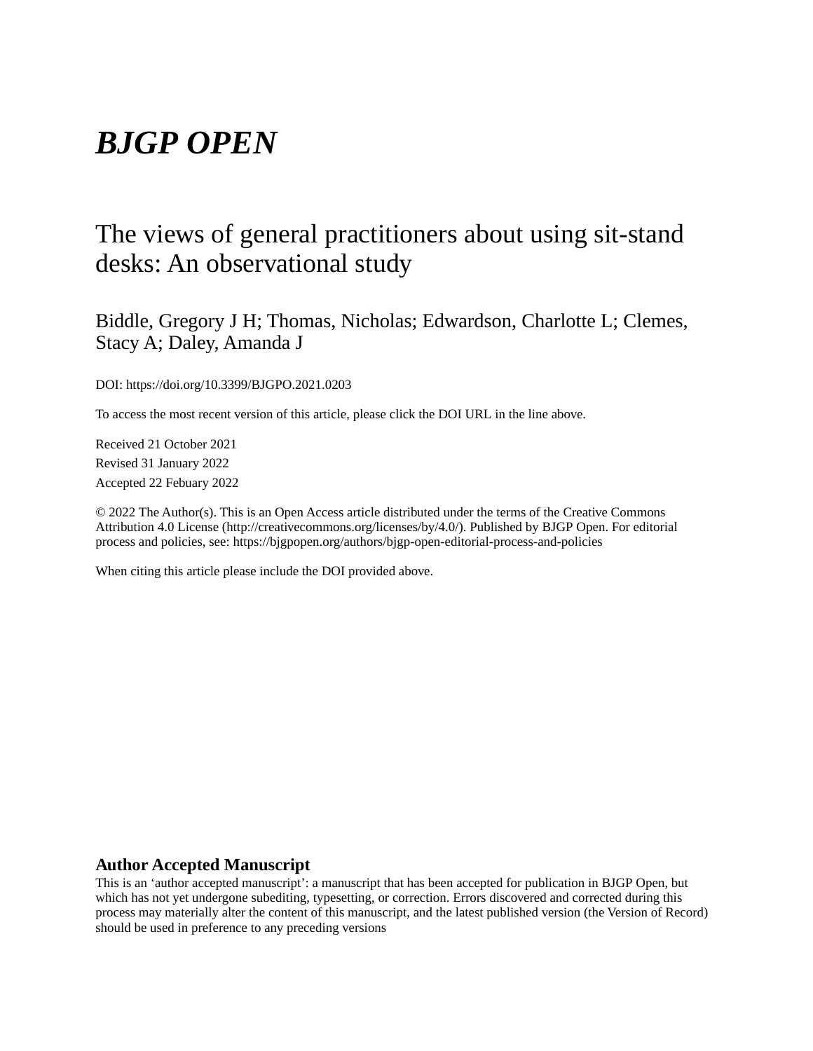# *BJGP OPEN*

## The views of general practitioners about using sit-stand desks: An observational study

Biddle, Gregory J H; Thomas, Nicholas; Edwardson, Charlotte L; Clemes, Stacy A; Daley, Amanda J

DOI: https://doi.org/10.3399/BJGPO.2021.0203

To access the most recent version of this article, please click the DOI URL in the line above.

Received 21 October 2021

Revised 31 January 2022

Accepted 22 Febuary 2022

© 2022 The Author(s). This is an Open Access article distributed under the terms of the Creative Commons Attribution 4.0 License (http://creativecommons.org/licenses/by/4.0/). Published by BJGP Open. For editorial process and policies, see: https://bjgpopen.org/authors/bjgp-open-editorial-process-and-policies

When citing this article please include the DOI provided above.

### Author Accepted Manuscript

This is an 'author accepted manuscript': a manuscript that has been accepted for publication in BJGP Open, but which has not yet undergone subediting, typesetting, or correction. Errors discovered and corrected during this process may materially alter the content of this manuscript, and the latest published version (the Version of Record) should be used in preference to any preceding versions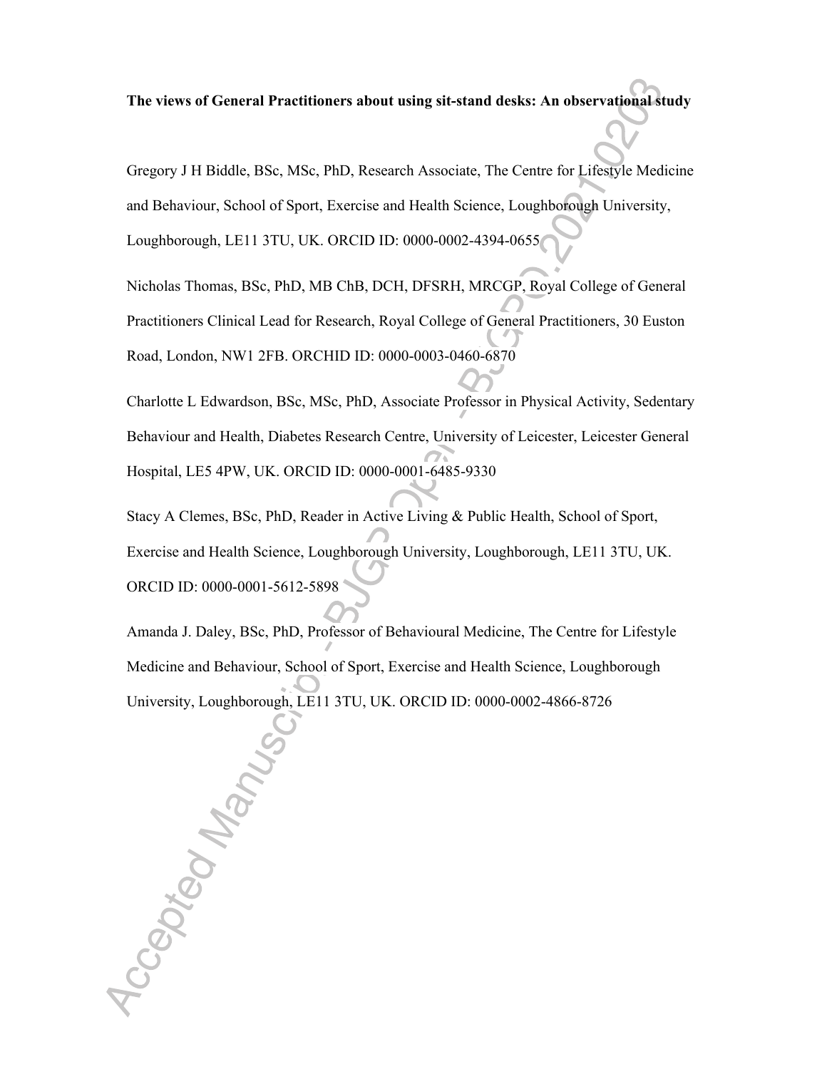**The views of General Practitioners about using sit-stand desks: An observational study**

Gregory J H Biddle, BSc, MSc, PhD, Research Associate, The Centre for Lifestyle Medicine and Behaviour, School of Sport, Exercise and Health Science, Loughborough University, Loughborough, LE11 3TU, UK. ORCID ID: 0000-0002-4394-0655

Nicholas Thomas, BSc, PhD, MB ChB, DCH, DFSRH, MRCGP, Royal College of General Practitioners Clinical Lead for Research, Royal College of General Practitioners, 30 Euston Road, London, NW1 2FB. ORCHID ID: 0000-0003-0460-6870

Charlotte L Edwardson, BSc, MSc, PhD, Associate Professor in Physical Activity, Sedentary Behaviour and Health, Diabetes Research Centre, University of Leicester, Leicester General Hospital, LE5 4PW, UK. ORCID ID: 0000-0001-6485-9330

Stacy A Clemes, BSc, PhD, Reader in Active Living & Public Health, School of Sport, Exercise and Health Science, Loughborough University, Loughborough, LE11 3TU, UK. ORCID ID: 0000-0001-5612-5898

Amanda J. Daley, BSc, PhD, Professor of Behavioural Medicine, The Centre for Lifestyle Medicine and Behaviour, School of Sport, Exercise and Health Science, Loughborough University, Loughborough, LE11 3TU, UK. ORCID ID: 0000-0002-4866-8726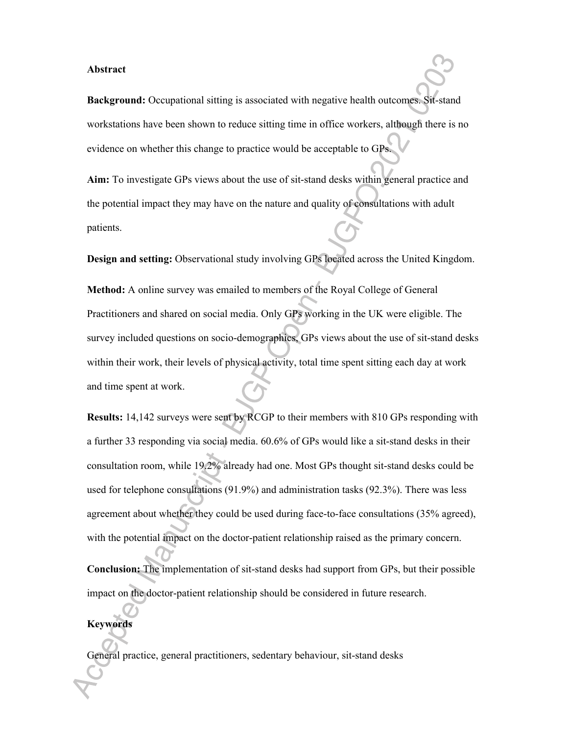## Abstract

**Background:** Occupational sitting is associated with negative health outcomes. Sit-stand workstations have been shown to reduce sitting time in office workers, although there is no evidence on whether this change to practice would be acceptable to GPs.

**Aim:** To investigate GPs views about the use of sit-stand desks within general practice and the potential impact they may have on the nature and quality of consultations with adult patients.

**Design and setting:** Observational study involving GPs located across the United Kingdom.

**Method:** A online survey was emailed to members of the Royal College of General Practitioners and shared on social media. Only GPs working in the UK were eligible. The survey included questions on socio-demographics, GPs views about the use of sit-stand desks within their work, their levels of physical activity, total time spent sitting each day at work and time spent at work.

**Results:** 14,142 surveys were sent by RCGP to their members with 810 GPs responding with a further 33 responding via social media. 60.6% of GPs would like a sit-stand desks in their consultation room, while 19.2% already had one. Most GPs thought sit-stand desks could be used for telephone consultations (91.9%) and administration tasks (92.3%). There was less agreement about whether they could be used during face-to-face consultations (35% agreed), with the potential impact on the doctor-patient relationship raised as the primary concern.

**Conclusion:** The implementation of sit-stand desks had support from GPs, but their possible impact on the doctor-patient relationship should be considered in future research.

**Keywords**

General practice, general practitioners, sedentary behaviour, sit-stand desks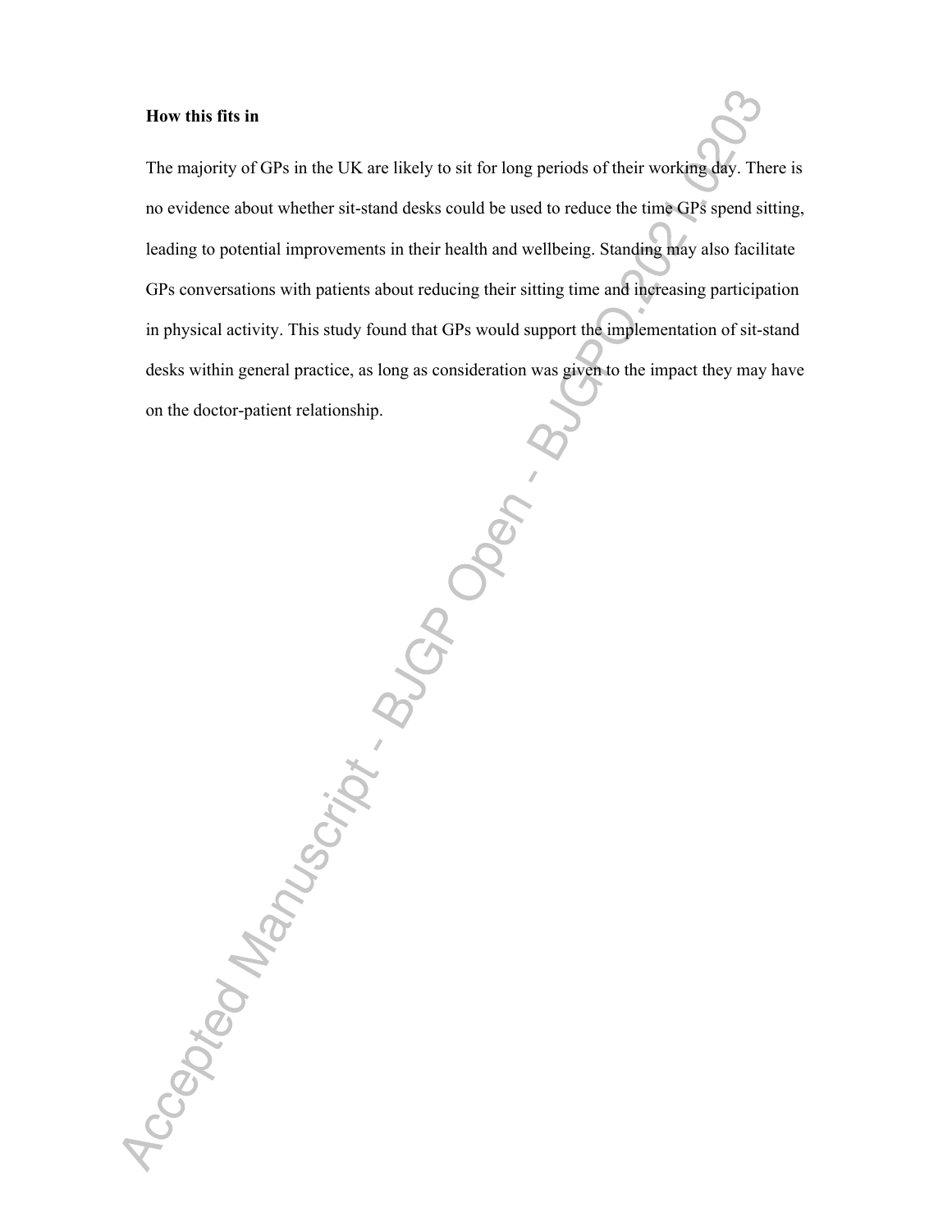**How this fits in**

The majority of GPs in the UK are likely to sit for long periods of their working day. There is no evidence about whether sit-stand desks could be used to reduce the time GPs spend sitting, leading to potential improvements in their health and wellbeing. Standing may also facilitate GPs conversations with patients about reducing their sitting time and increasing participation in physical activity. This study found that GPs would support the implementation of sit-stand desks within general practice, as long as consideration was given to the impact they may have on the doctor-patient relationship.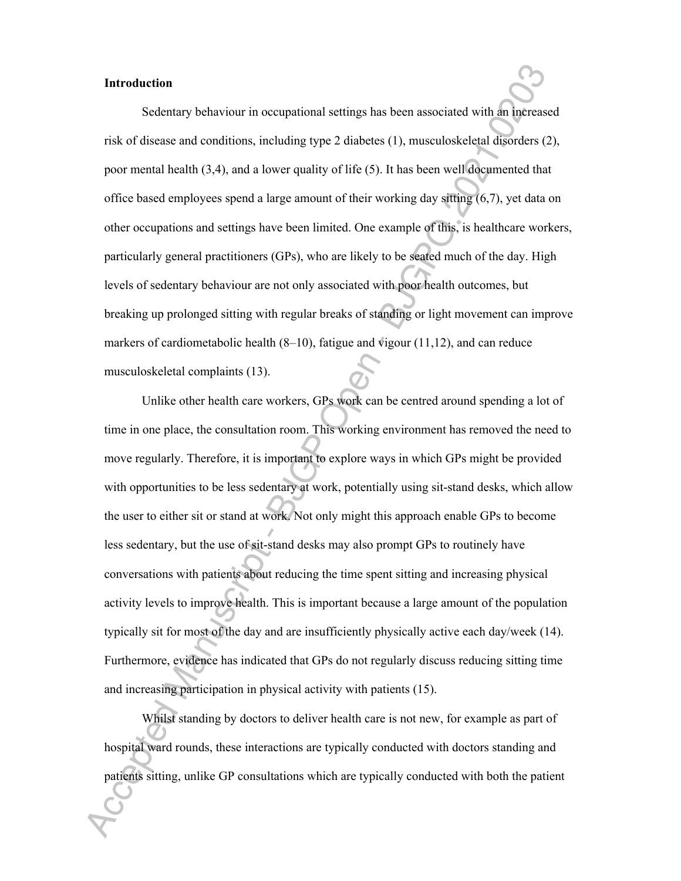## Introduction

Sedentary behaviour in occupational settings has been associated with an increased risk of disease and conditions, including type 2 diabetes (1), musculoskeletal disorders (2), poor mental health (3,4), and a lower quality of life (5). It has been well documented that office based employees spend a large amount of their working day sitting (6,7), yet data on other occupations and settings have been limited. One example of this, is healthcare workers, particularly general practitioners (GPs), who are likely to be seated much of the day. High levels of sedentary behaviour are not only associated with poor health outcomes, but breaking up prolonged sitting with regular breaks of standing or light movement can improve markers of cardiometabolic health (8–10), fatigue and vigour (11,12), and can reduce musculoskeletal complaints (13).

Unlike other health care workers, GPs work can be centred around spending a lot of time in one place, the consultation room. This working environment has removed the need to move regularly. Therefore, it is important to explore ways in which GPs might be provided with opportunities to be less sedentary at work, potentially using sit-stand desks, which allow the user to either sit or stand at work. Not only might this approach enable GPs to become less sedentary, but the use of sit-stand desks may also prompt GPs to routinely have conversations with patients about reducing the time spent sitting and increasing physical activity levels to improve health. This is important because a large amount of the population typically sit for most of the day and are insufficiently physically active each day/week (14). Furthermore, evidence has indicated that GPs do not regularly discuss reducing sitting time and increasing participation in physical activity with patients (15).

Whilst standing by doctors to deliver health care is not new, for example as part of hospital ward rounds, these interactions are typically conducted with doctors standing and patients sitting, unlike GP consultations which are typically conducted with both the patient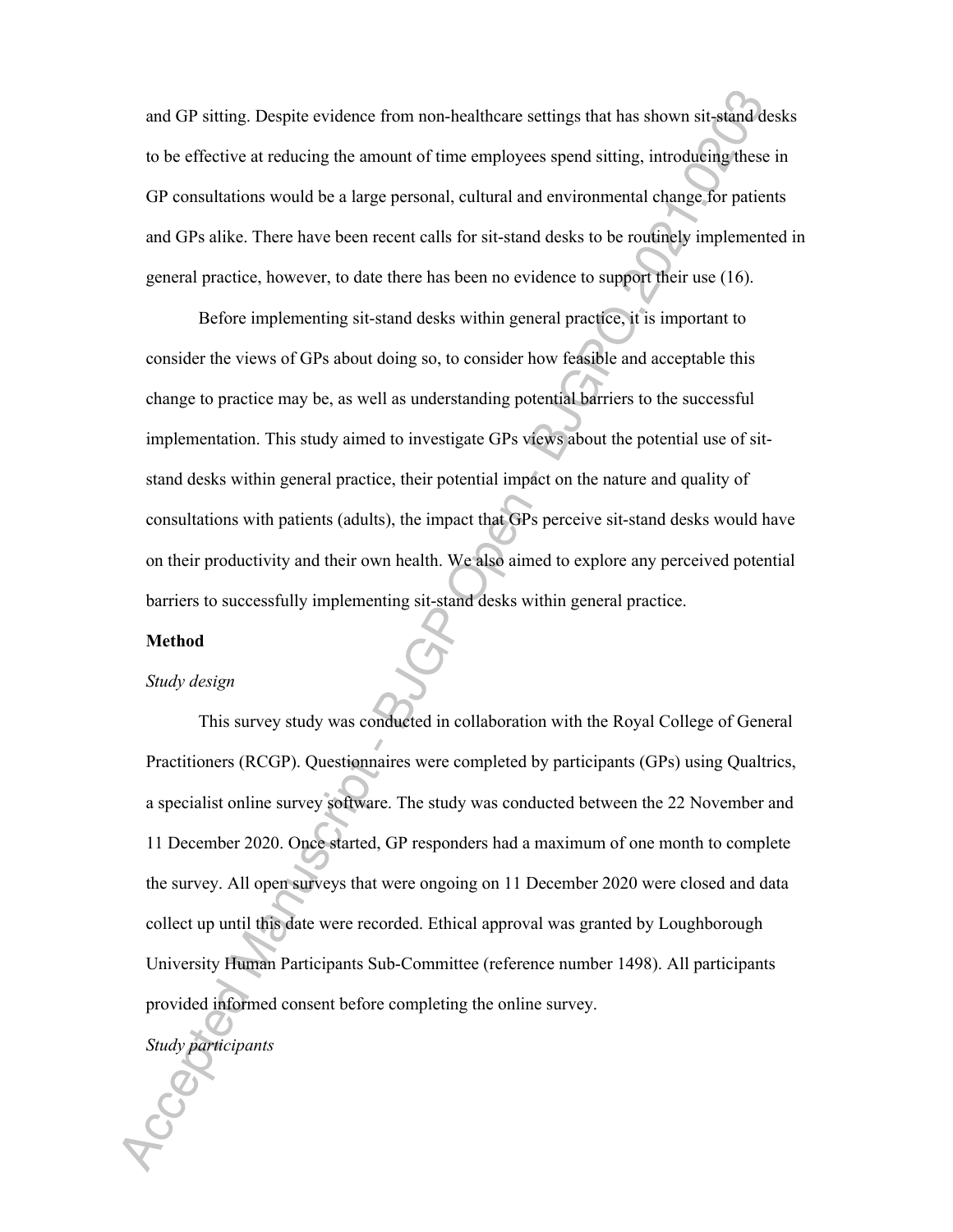and GP sitting. Despite evidence from non-healthcare settings that has shown sit-stand desks to be effective at reducing the amount of time employees spend sitting, introducing these in GP consultations would be a large personal, cultural and environmental change for patients and GPs alike. There have been recent calls for sit-stand desks to be routinely implemented in general practice, however, to date there has been no evidence to support their use (16).

Before implementing sit-stand desks within general practice, it is important to consider the views of GPs about doing so, to consider how feasible and acceptable this change to practice may be, as well as understanding potential barriers to the successful implementation. This study aimed to investigate GPs views about the potential use of sit-stand desks within general practice, their potential impact on the nature and quality of consultations with patients (adults), the impact that GPs perceive sit-stand desks would have on their productivity and their own health. We also aimed to explore any perceived potential barriers to successfully implementing sit-stand desks within general practice.

**Method**

*Study design*

This survey study was conducted in collaboration with the Royal College of General Practitioners (RCGP). Questionnaires were completed by participants (GPs) using Qualtrics, a specialist online survey software. The study was conducted between the 22 November and 11 December 2020. Once started, GP responders had a maximum of one month to complete the survey. All open surveys that were ongoing on 11 December 2020 were closed and data collect up until this date were recorded. Ethical approval was granted by Loughborough University Human Participants Sub-Committee (reference number 1498). All participants provided informed consent before completing the online survey.

*Study participants*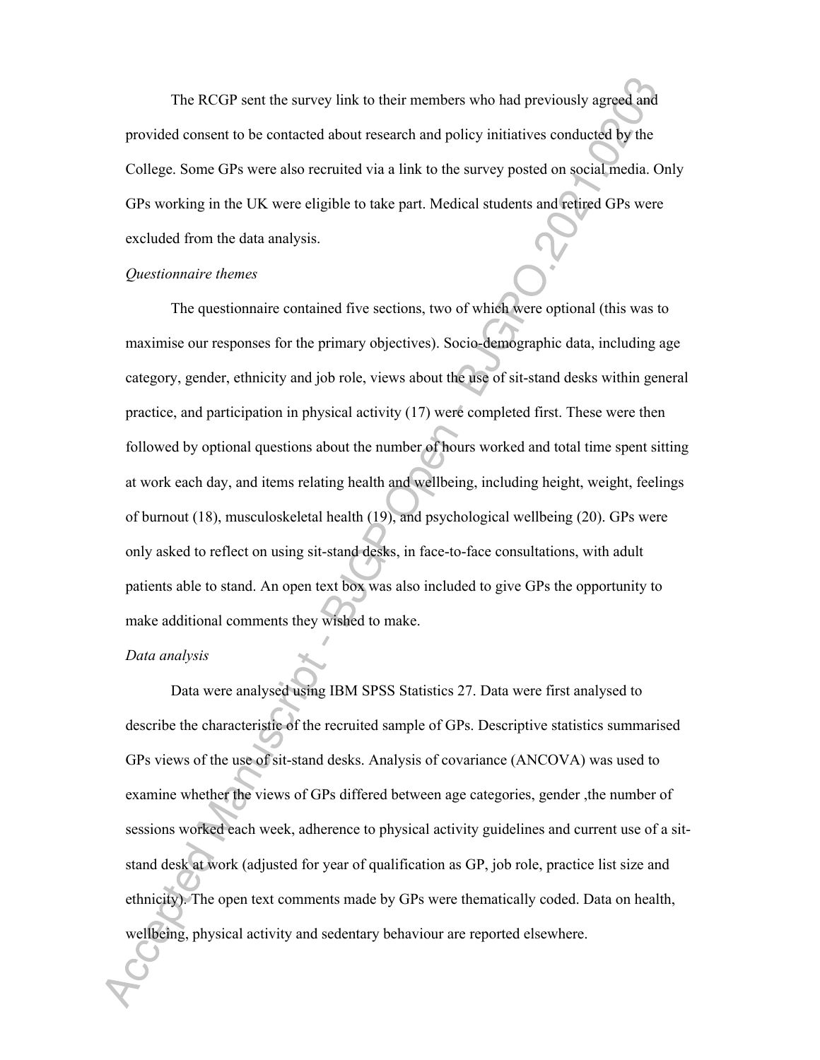The RCGP sent the survey link to their members who had previously agreed and provided consent to be contacted about research and policy initiatives conducted by the College. Some GPs were also recruited via a link to the survey posted on social media. Only GPs working in the UK were eligible to take part. Medical students and retired GPs were excluded from the data analysis.

*Questionnaire themes*

The questionnaire contained five sections, two of which were optional (this was to maximise our responses for the primary objectives). Socio-demographic data, including age category, gender, ethnicity and job role, views about the use of sit-stand desks within general practice, and participation in physical activity (17) were completed first. These were then followed by optional questions about the number of hours worked and total time spent sitting at work each day, and items relating health and wellbeing, including height, weight, feelings of burnout (18), musculoskeletal health (19), and psychological wellbeing (20). GPs were only asked to reflect on using sit-stand desks, in face-to-face consultations, with adult patients able to stand. An open text box was also included to give GPs the opportunity to make additional comments they wished to make.

*Data analysis*

Data were analysed using IBM SPSS Statistics 27. Data were first analysed to describe the characteristic of the recruited sample of GPs. Descriptive statistics summarised GPs views of the use of sit-stand desks. Analysis of covariance (ANCOVA) was used to examine whether the views of GPs differed between age categories, gender ,the number of sessions worked each week, adherence to physical activity guidelines and current use of a sit-stand desk at work (adjusted for year of qualification as GP, job role, practice list size and ethnicity). The open text comments made by GPs were thematically coded. Data on health, wellbeing, physical activity and sedentary behaviour are reported elsewhere.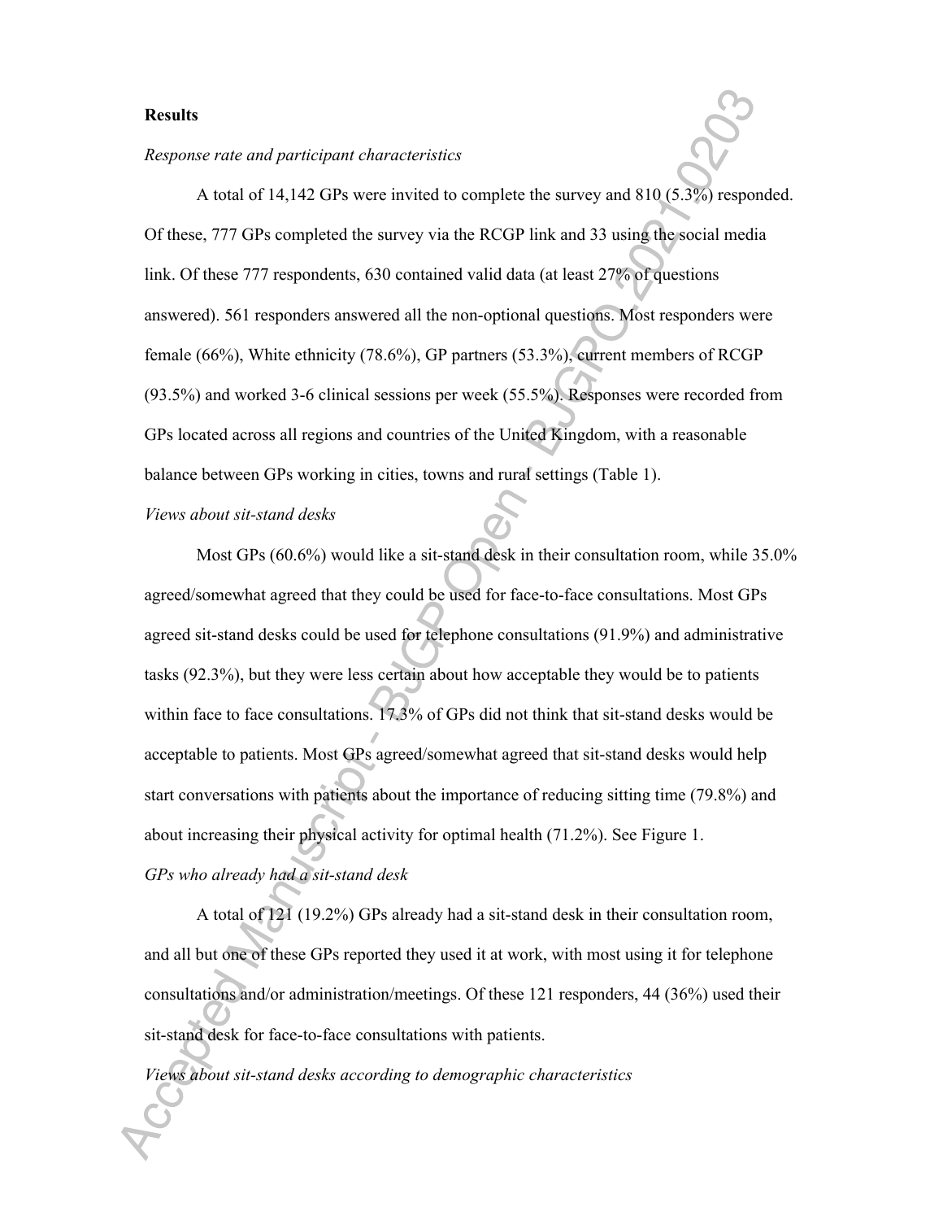**Results**

*Response rate and participant characteristics*

A total of 14,142 GPs were invited to complete the survey and 810 (5.3%) responded. Of these, 777 GPs completed the survey via the RCGP link and 33 using the social media link. Of these 777 respondents, 630 contained valid data (at least 27% of questions answered). 561 responders answered all the non-optional questions. Most responders were female (66%), White ethnicity (78.6%), GP partners (53.3%), current members of RCGP (93.5%) and worked 3-6 clinical sessions per week (55.5%). Responses were recorded from GPs located across all regions and countries of the United Kingdom, with a reasonable balance between GPs working in cities, towns and rural settings (Table 1).

*Views about sit-stand desks*

Most GPs (60.6%) would like a sit-stand desk in their consultation room, while 35.0% agreed/somewhat agreed that they could be used for face-to-face consultations. Most GPs agreed sit-stand desks could be used for telephone consultations (91.9%) and administrative tasks (92.3%), but they were less certain about how acceptable they would be to patients within face to face consultations. 17.3% of GPs did not think that sit-stand desks would be acceptable to patients. Most GPs agreed/somewhat agreed that sit-stand desks would help start conversations with patients about the importance of reducing sitting time (79.8%) and about increasing their physical activity for optimal health (71.2%). See Figure 1.

*GPs who already had a sit-stand desk*

A total of 121 (19.2%) GPs already had a sit-stand desk in their consultation room, and all but one of these GPs reported they used it at work, with most using it for telephone consultations and/or administration/meetings. Of these 121 responders, 44 (36%) used their sit-stand desk for face-to-face consultations with patients.

*Views about sit-stand desks according to demographic characteristics*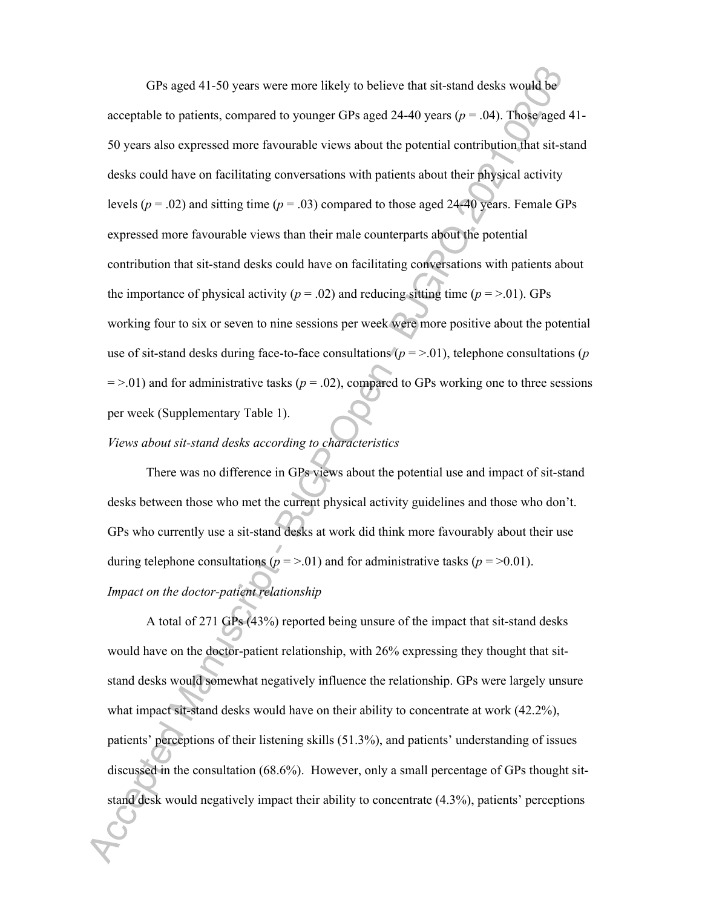GPs aged 41-50 years were more likely to believe that sit-stand desks would be acceptable to patients, compared to younger GPs aged 24-40 years ($p = .04$). Those aged 41-50 years also expressed more favourable views about the potential contribution that sit-stand desks could have on facilitating conversations with patients about their physical activity levels ($p = .02$) and sitting time ($p = .03$) compared to those aged 24-40 years. Female GPs expressed more favourable views than their male counterparts about the potential contribution that sit-stand desks could have on facilitating conversations with patients about the importance of physical activity ($p = .02$) and reducing sitting time ($p = >.01$). GPs working four to six or seven to nine sessions per week were more positive about the potential use of sit-stand desks during face-to-face consultations ($p = >.01$), telephone consultations ($p = >.01$) and for administrative tasks ($p = .02$), compared to GPs working one to three sessions per week (Supplementary Table 1).

*Views about sit-stand desks according to characteristics*

There was no difference in GPs views about the potential use and impact of sit-stand desks between those who met the current physical activity guidelines and those who don't. GPs who currently use a sit-stand desks at work did think more favourably about their use during telephone consultations ($p = >.01$) and for administrative tasks ($p = >0.01$).

*Impact on the doctor-patient relationship*

A total of 271 GPs (43%) reported being unsure of the impact that sit-stand desks would have on the doctor-patient relationship, with 26% expressing they thought that sit-stand desks would somewhat negatively influence the relationship. GPs were largely unsure what impact sit-stand desks would have on their ability to concentrate at work (42.2%), patients' perceptions of their listening skills (51.3%), and patients' understanding of issues discussed in the consultation (68.6%). However, only a small percentage of GPs thought sit-stand desk would negatively impact their ability to concentrate (4.3%), patients' perceptions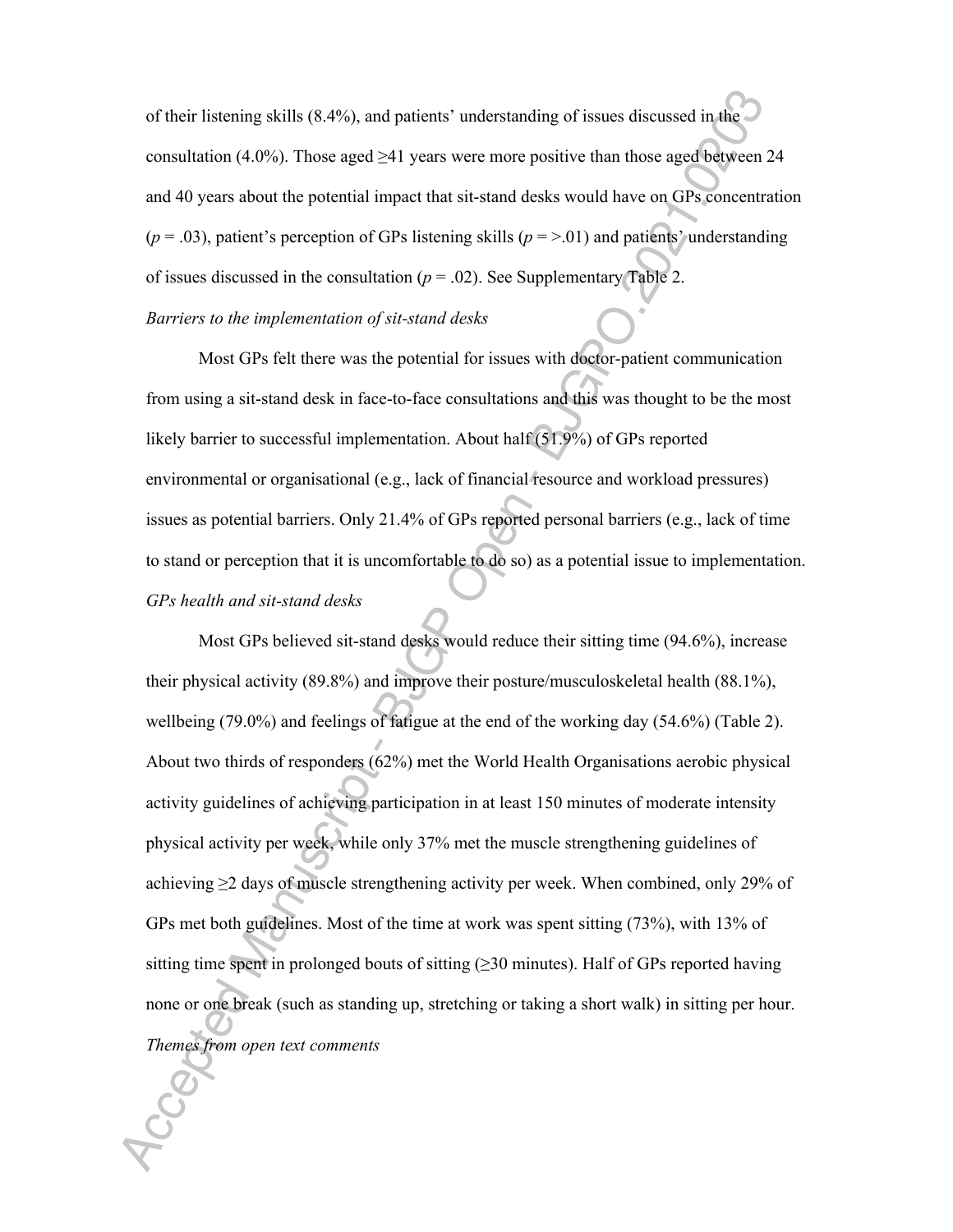of their listening skills (8.4%), and patients' understanding of issues discussed in the consultation (4.0%). Those aged ≥41 years were more positive than those aged between 24 and 40 years about the potential impact that sit-stand desks would have on GPs concentration ($p = .03$), patient's perception of GPs listening skills ($p = >.01$) and patients' understanding of issues discussed in the consultation ($p = .02$). See Supplementary Table 2.

*Barriers to the implementation of sit-stand desks*

Most GPs felt there was the potential for issues with doctor-patient communication from using a sit-stand desk in face-to-face consultations and this was thought to be the most likely barrier to successful implementation. About half (51.9%) of GPs reported environmental or organisational (e.g., lack of financial resource and workload pressures) issues as potential barriers. Only 21.4% of GPs reported personal barriers (e.g., lack of time to stand or perception that it is uncomfortable to do so) as a potential issue to implementation.

*GPs health and sit-stand desks*

Most GPs believed sit-stand desks would reduce their sitting time (94.6%), increase their physical activity (89.8%) and improve their posture/musculoskeletal health (88.1%), wellbeing (79.0%) and feelings of fatigue at the end of the working day (54.6%) (Table 2). About two thirds of responders (62%) met the World Health Organisations aerobic physical activity guidelines of achieving participation in at least 150 minutes of moderate intensity physical activity per week, while only 37% met the muscle strengthening guidelines of achieving ≥2 days of muscle strengthening activity per week. When combined, only 29% of GPs met both guidelines. Most of the time at work was spent sitting (73%), with 13% of sitting time spent in prolonged bouts of sitting (≥30 minutes). Half of GPs reported having none or one break (such as standing up, stretching or taking a short walk) in sitting per hour.

*Themes from open text comments*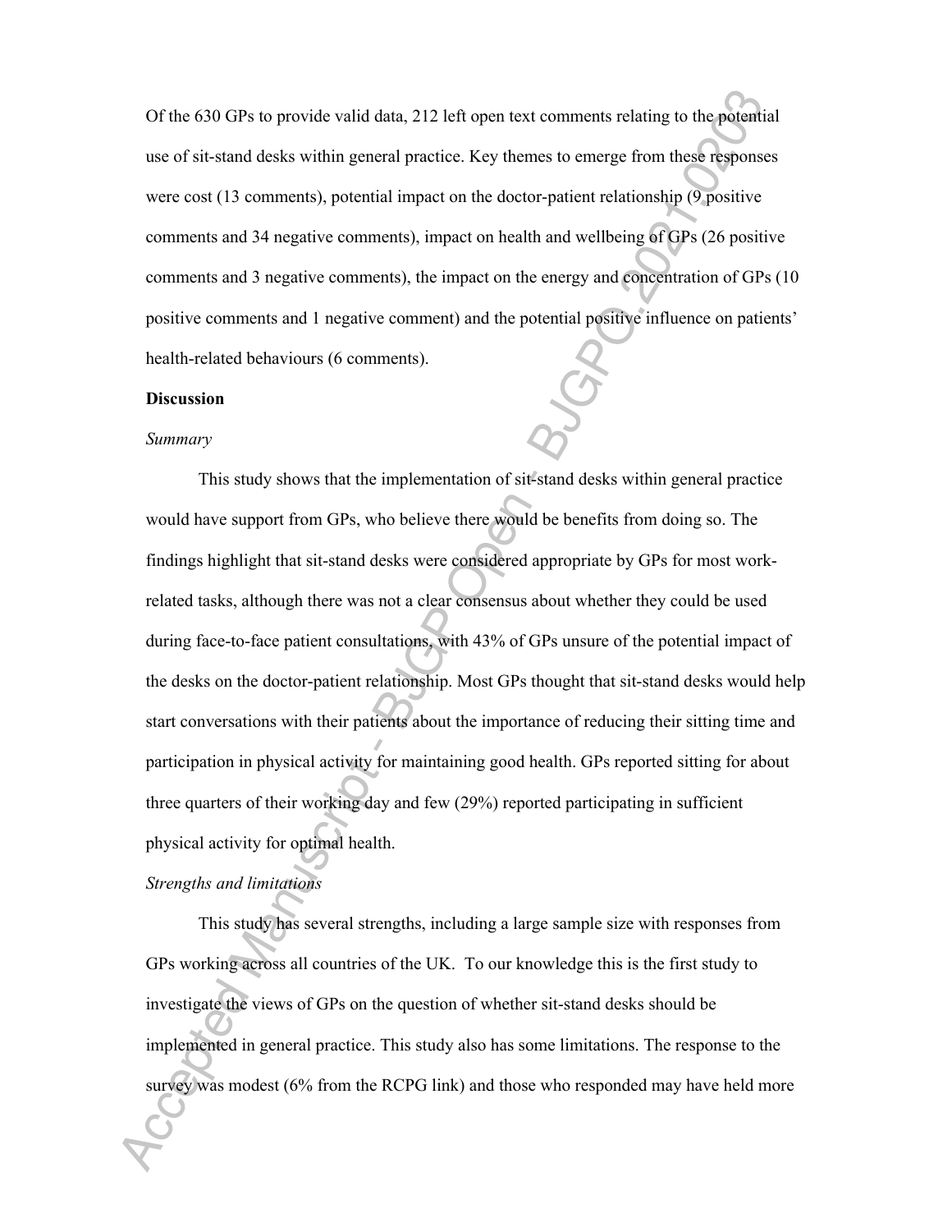Of the 630 GPs to provide valid data, 212 left open text comments relating to the potential use of sit-stand desks within general practice. Key themes to emerge from these responses were cost (13 comments), potential impact on the doctor-patient relationship (9 positive comments and 34 negative comments), impact on health and wellbeing of GPs (26 positive comments and 3 negative comments), the impact on the energy and concentration of GPs (10 positive comments and 1 negative comment) and the potential positive influence on patients' health-related behaviours (6 comments).

## Discussion

### *Summary*

This study shows that the implementation of sit-stand desks within general practice would have support from GPs, who believe there would be benefits from doing so. The findings highlight that sit-stand desks were considered appropriate by GPs for most work-related tasks, although there was not a clear consensus about whether they could be used during face-to-face patient consultations, with 43% of GPs unsure of the potential impact of the desks on the doctor-patient relationship. Most GPs thought that sit-stand desks would help start conversations with their patients about the importance of reducing their sitting time and participation in physical activity for maintaining good health. GPs reported sitting for about three quarters of their working day and few (29%) reported participating in sufficient physical activity for optimal health.

### *Strengths and limitations*

This study has several strengths, including a large sample size with responses from GPs working across all countries of the UK. To our knowledge this is the first study to investigate the views of GPs on the question of whether sit-stand desks should be implemented in general practice. This study also has some limitations. The response to the survey was modest (6% from the RCPG link) and those who responded may have held more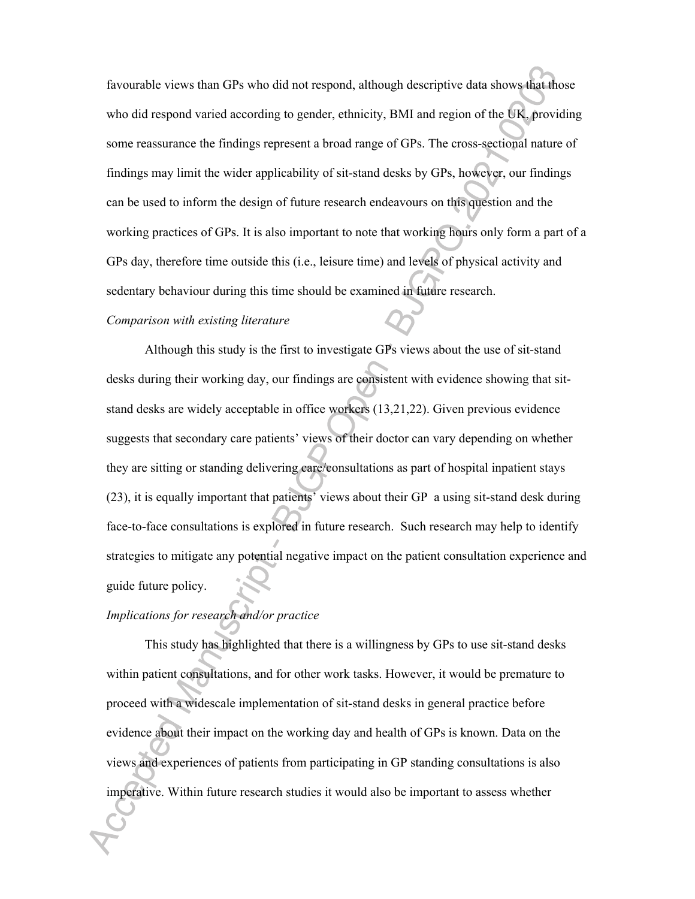favourable views than GPs who did not respond, although descriptive data shows that those who did respond varied according to gender, ethnicity, BMI and region of the UK, providing some reassurance the findings represent a broad range of GPs. The cross-sectional nature of findings may limit the wider applicability of sit-stand desks by GPs, however, our findings can be used to inform the design of future research endeavours on this question and the working practices of GPs. It is also important to note that working hours only form a part of a GPs day, therefore time outside this (i.e., leisure time) and levels of physical activity and sedentary behaviour during this time should be examined in future research.

*Comparison with existing literature*

Although this study is the first to investigate GPs views about the use of sit-stand desks during their working day, our findings are consistent with evidence showing that sit-stand desks are widely acceptable in office workers (13,21,22). Given previous evidence suggests that secondary care patients' views of their doctor can vary depending on whether they are sitting or standing delivering care/consultations as part of hospital inpatient stays (23), it is equally important that patients' views about their GP a using sit-stand desk during face-to-face consultations is explored in future research. Such research may help to identify strategies to mitigate any potential negative impact on the patient consultation experience and guide future policy.

*Implications for research and/or practice*

This study has highlighted that there is a willingness by GPs to use sit-stand desks within patient consultations, and for other work tasks. However, it would be premature to proceed with a widescale implementation of sit-stand desks in general practice before evidence about their impact on the working day and health of GPs is known. Data on the views and experiences of patients from participating in GP standing consultations is also imperative. Within future research studies it would also be important to assess whether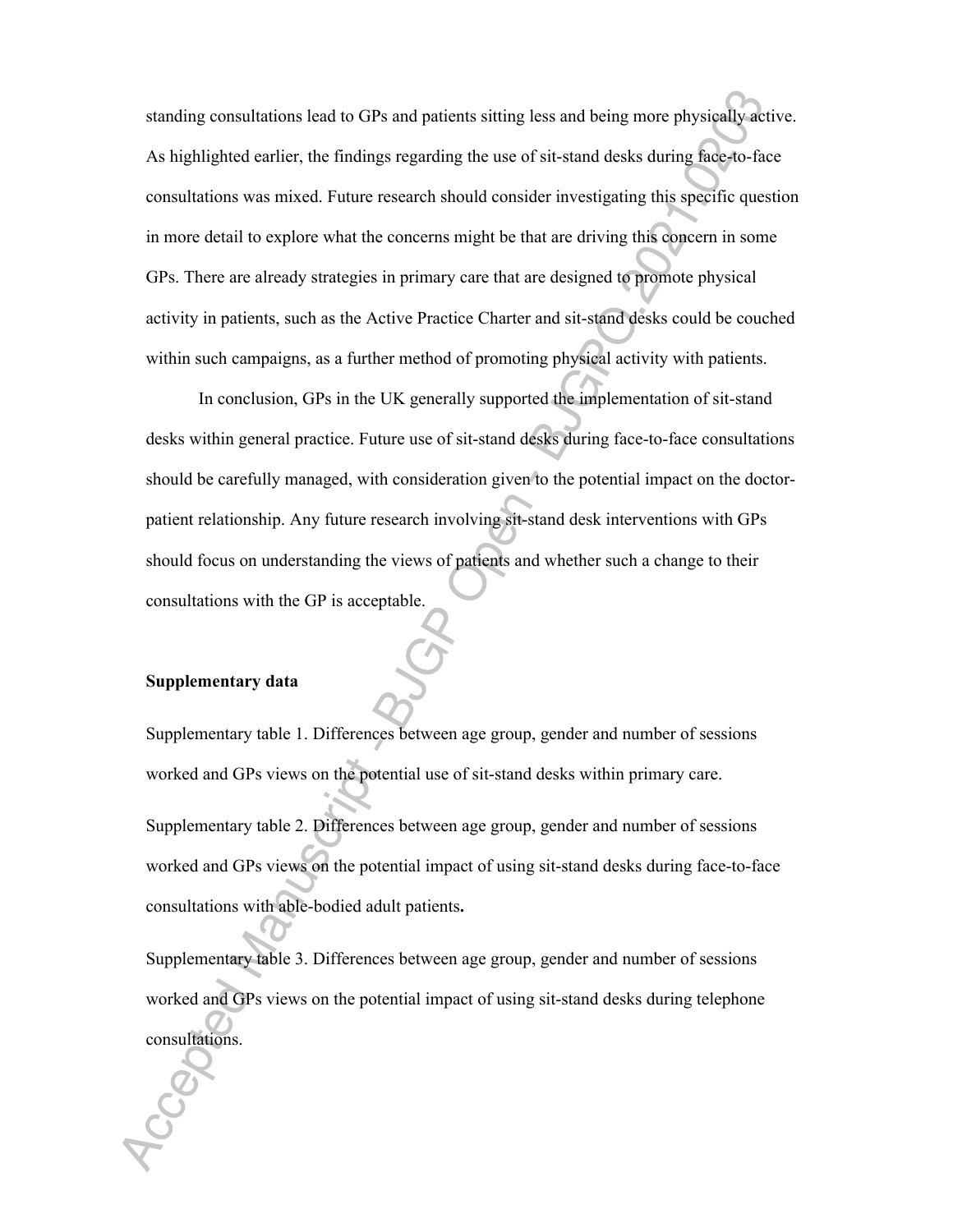standing consultations lead to GPs and patients sitting less and being more physically active. As highlighted earlier, the findings regarding the use of sit-stand desks during face-to-face consultations was mixed. Future research should consider investigating this specific question in more detail to explore what the concerns might be that are driving this concern in some GPs. There are already strategies in primary care that are designed to promote physical activity in patients, such as the Active Practice Charter and sit-stand desks could be couched within such campaigns, as a further method of promoting physical activity with patients.

In conclusion, GPs in the UK generally supported the implementation of sit-stand desks within general practice. Future use of sit-stand desks during face-to-face consultations should be carefully managed, with consideration given to the potential impact on the doctor-patient relationship. Any future research involving sit-stand desk interventions with GPs should focus on understanding the views of patients and whether such a change to their consultations with the GP is acceptable.

**Supplementary data**

Supplementary table 1. Differences between age group, gender and number of sessions worked and GPs views on the potential use of sit-stand desks within primary care.

Supplementary table 2. Differences between age group, gender and number of sessions worked and GPs views on the potential impact of using sit-stand desks during face-to-face consultations with able-bodied adult patients**.**

Supplementary table 3. Differences between age group, gender and number of sessions worked and GPs views on the potential impact of using sit-stand desks during telephone consultations.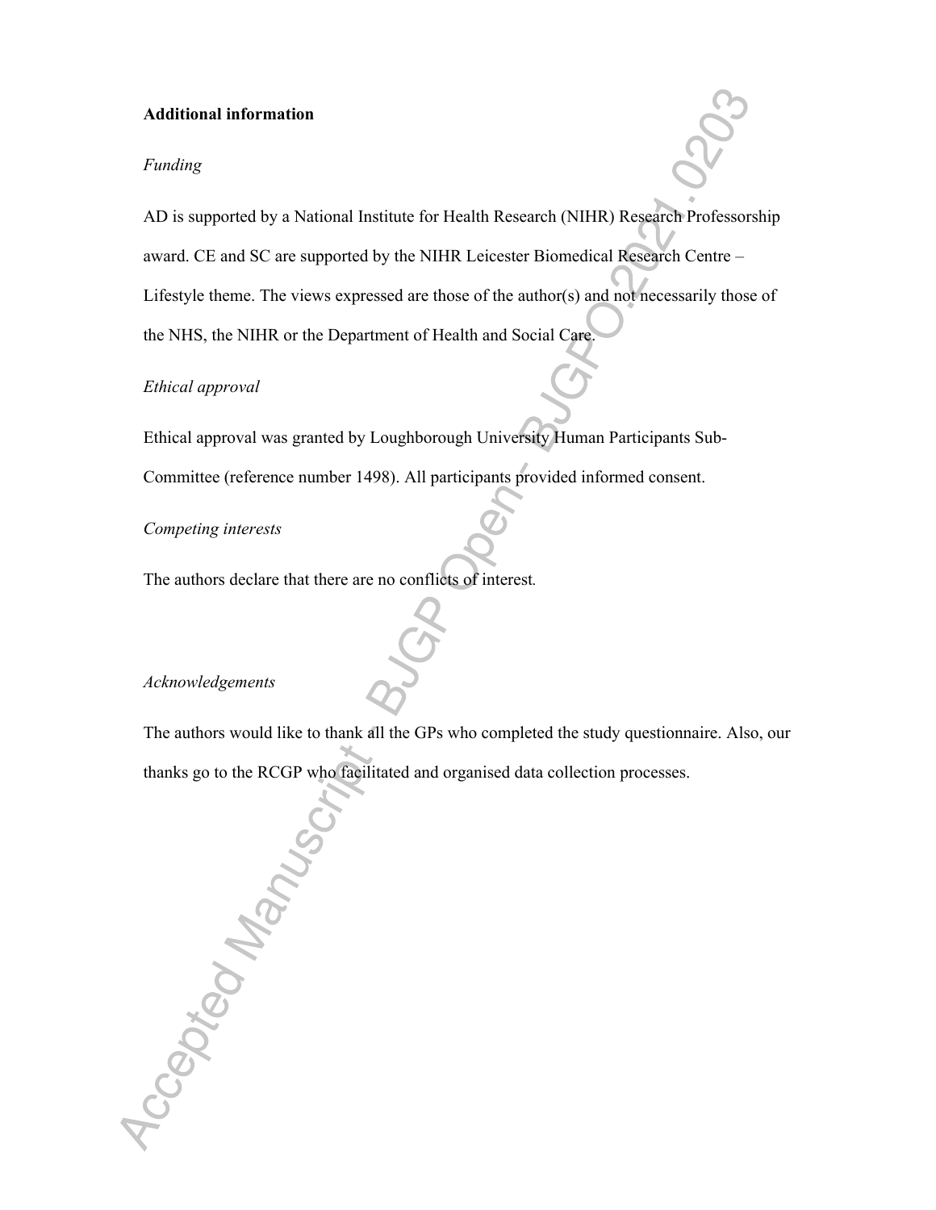**Additional information**

*Funding*

AD is supported by a National Institute for Health Research (NIHR) Research Professorship award. CE and SC are supported by the NIHR Leicester Biomedical Research Centre – Lifestyle theme. The views expressed are those of the author(s) and not necessarily those of the NHS, the NIHR or the Department of Health and Social Care.

*Ethical approval*

Ethical approval was granted by Loughborough University Human Participants Sub-Committee (reference number 1498). All participants provided informed consent.

*Competing interests*

The authors declare that there are no conflicts of interest.

*Acknowledgements*

The authors would like to thank all the GPs who completed the study questionnaire. Also, our thanks go to the RCGP who facilitated and organised data collection processes.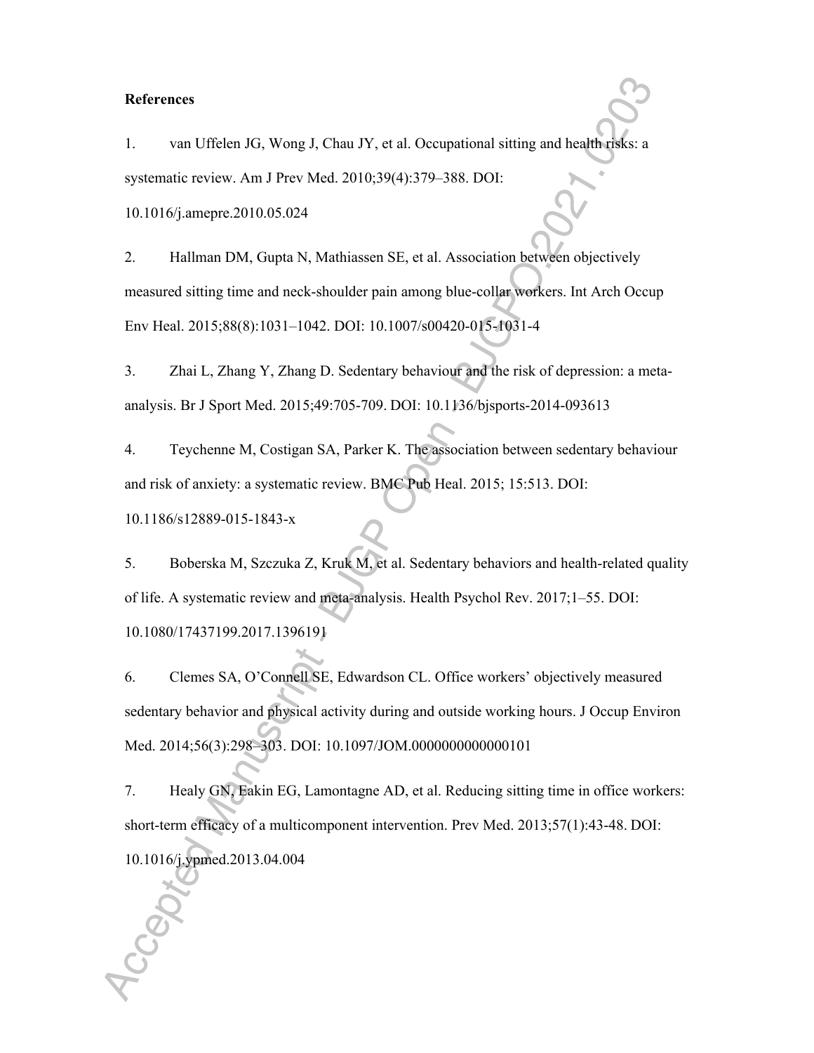**References**

1. van Uffelen JG, Wong J, Chau JY, et al. Occupational sitting and health risks: a systematic review. Am J Prev Med. 2010;39(4):379–388. DOI: 10.1016/j.amepre.2010.05.024

2. Hallman DM, Gupta N, Mathiassen SE, et al. Association between objectively measured sitting time and neck-shoulder pain among blue-collar workers. Int Arch Occup Env Heal. 2015;88(8):1031–1042. DOI: 10.1007/s00420-015-1031-4

3. Zhai L, Zhang Y, Zhang D. Sedentary behaviour and the risk of depression: a meta-analysis. Br J Sport Med. 2015;49:705-709. DOI: 10.1136/bjsports-2014-093613

4. Teychenne M, Costigan SA, Parker K. The association between sedentary behaviour and risk of anxiety: a systematic review. BMC Pub Heal. 2015; 15:513. DOI: 10.1186/s12889-015-1843-x

5. Boberska M, Szczuka Z, Kruk M, et al. Sedentary behaviors and health-related quality of life. A systematic review and meta-analysis. Health Psychol Rev. 2017;1–55. DOI: 10.1080/17437199.2017.1396191

6. Clemes SA, O'Connell SE, Edwardson CL. Office workers' objectively measured sedentary behavior and physical activity during and outside working hours. J Occup Environ Med. 2014;56(3):298–303. DOI: 10.1097/JOM.0000000000000101

7. Healy GN, Eakin EG, Lamontagne AD, et al. Reducing sitting time in office workers: short-term efficacy of a multicomponent intervention. Prev Med. 2013;57(1):43-48. DOI: 10.1016/j.ypmed.2013.04.004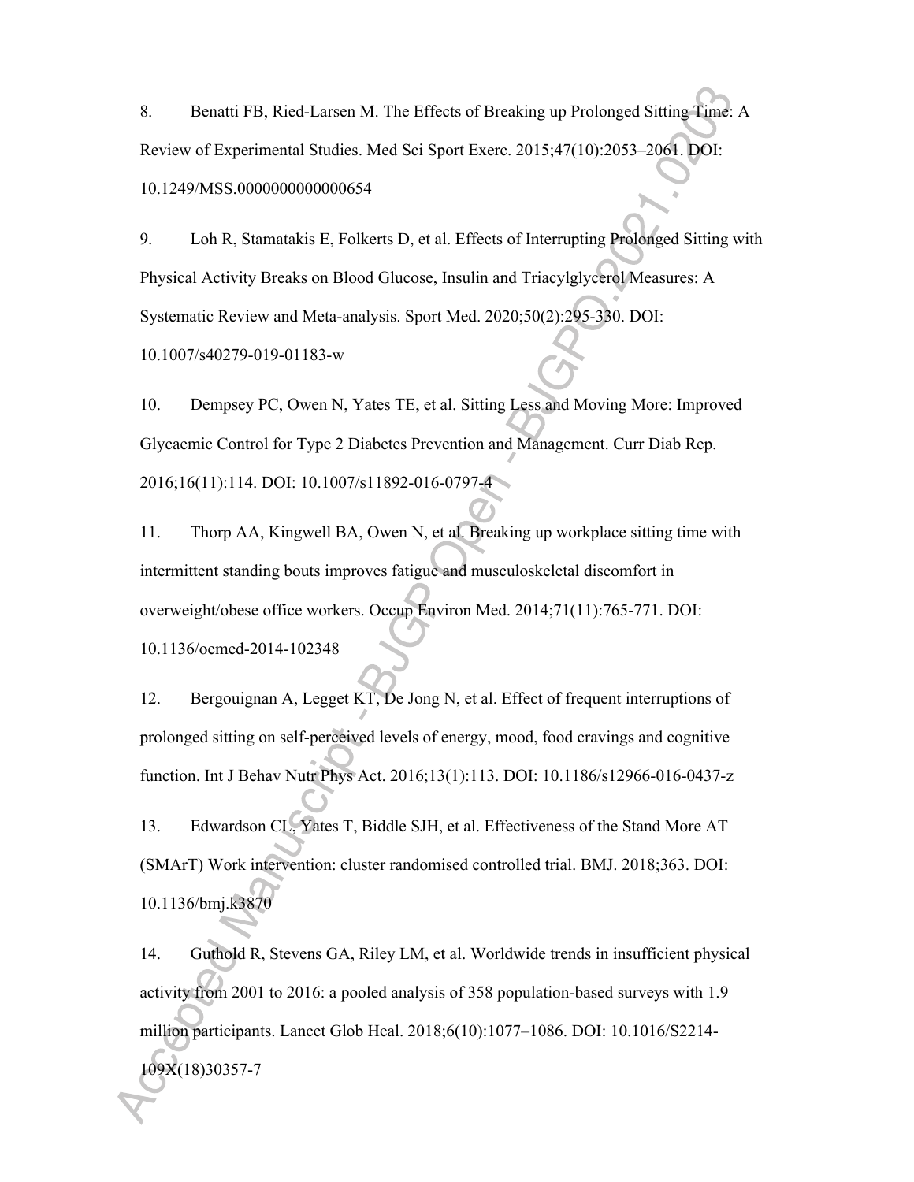8. Benatti FB, Ried-Larsen M. The Effects of Breaking up Prolonged Sitting Time: A Review of Experimental Studies. Med Sci Sport Exerc. 2015;47(10):2053–2061. DOI: 10.1249/MSS.0000000000000654

9. Loh R, Stamatakis E, Folkerts D, et al. Effects of Interrupting Prolonged Sitting with Physical Activity Breaks on Blood Glucose, Insulin and Triacylglycerol Measures: A Systematic Review and Meta-analysis. Sport Med. 2020;50(2):295-330. DOI: 10.1007/s40279-019-01183-w

10. Dempsey PC, Owen N, Yates TE, et al. Sitting Less and Moving More: Improved Glycaemic Control for Type 2 Diabetes Prevention and Management. Curr Diab Rep. 2016;16(11):114. DOI: 10.1007/s11892-016-0797-4

11. Thorp AA, Kingwell BA, Owen N, et al. Breaking up workplace sitting time with intermittent standing bouts improves fatigue and musculoskeletal discomfort in overweight/obese office workers. Occup Environ Med. 2014;71(11):765-771. DOI: 10.1136/oemed-2014-102348

12. Bergouignan A, Legget KT, De Jong N, et al. Effect of frequent interruptions of prolonged sitting on self-perceived levels of energy, mood, food cravings and cognitive function. Int J Behav Nutr Phys Act. 2016;13(1):113. DOI: 10.1186/s12966-016-0437-z

13. Edwardson CL, Yates T, Biddle SJH, et al. Effectiveness of the Stand More AT (SMArT) Work intervention: cluster randomised controlled trial. BMJ. 2018;363. DOI: 10.1136/bmj.k3870

14. Guthold R, Stevens GA, Riley LM, et al. Worldwide trends in insufficient physical activity from 2001 to 2016: a pooled analysis of 358 population-based surveys with 1.9 million participants. Lancet Glob Heal. 2018;6(10):1077–1086. DOI: 10.1016/S2214-109X(18)30357-7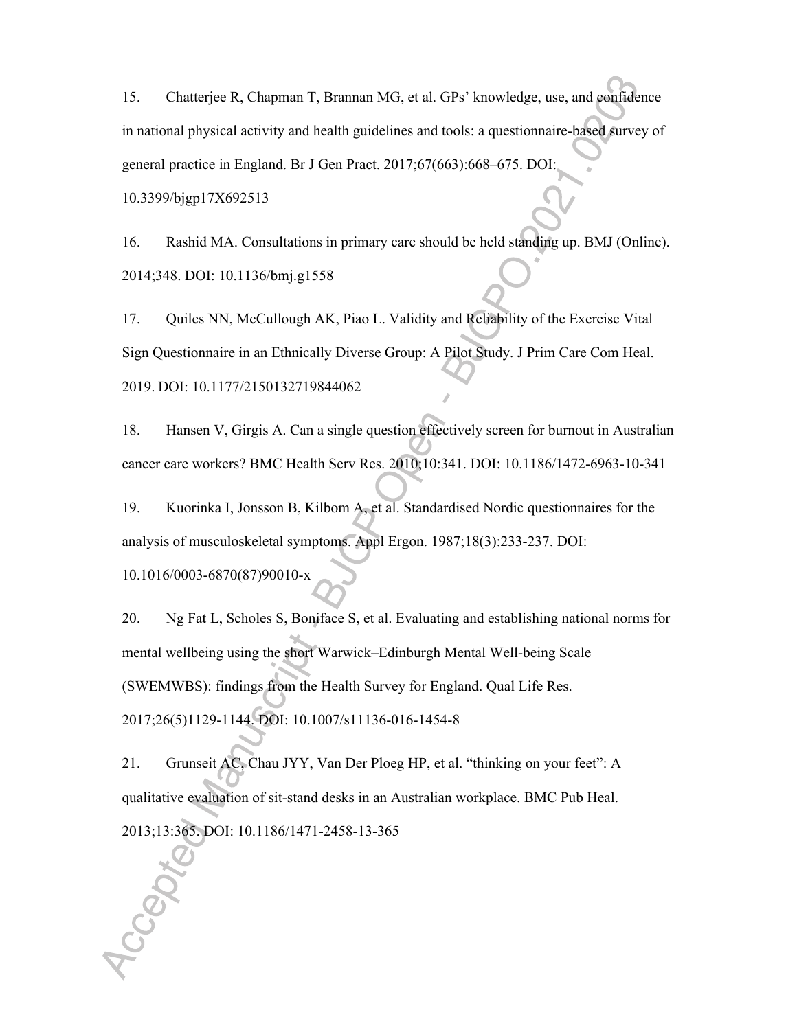15. Chatterjee R, Chapman T, Brannan MG, et al. GPs' knowledge, use, and confidence in national physical activity and health guidelines and tools: a questionnaire-based survey of general practice in England. Br J Gen Pract. 2017;67(663):668–675. DOI: 10.3399/bjgp17X692513

16. Rashid MA. Consultations in primary care should be held standing up. BMJ (Online). 2014;348. DOI: 10.1136/bmj.g1558

17. Quiles NN, McCullough AK, Piao L. Validity and Reliability of the Exercise Vital Sign Questionnaire in an Ethnically Diverse Group: A Pilot Study. J Prim Care Com Heal. 2019. DOI: 10.1177/2150132719844062

18. Hansen V, Girgis A. Can a single question effectively screen for burnout in Australian cancer care workers? BMC Health Serv Res. 2010;10:341. DOI: 10.1186/1472-6963-10-341

19. Kuorinka I, Jonsson B, Kilbom A, et al. Standardised Nordic questionnaires for the analysis of musculoskeletal symptoms. Appl Ergon. 1987;18(3):233-237. DOI: 10.1016/0003-6870(87)90010-x

20. Ng Fat L, Scholes S, Boniface S, et al. Evaluating and establishing national norms for mental wellbeing using the short Warwick–Edinburgh Mental Well-being Scale (SWEMWBS): findings from the Health Survey for England. Qual Life Res. 2017;26(5)1129-1144. DOI: 10.1007/s11136-016-1454-8

21. Grunseit AC, Chau JYY, Van Der Ploeg HP, et al. "thinking on your feet": A qualitative evaluation of sit-stand desks in an Australian workplace. BMC Pub Heal. 2013;13:365. DOI: 10.1186/1471-2458-13-365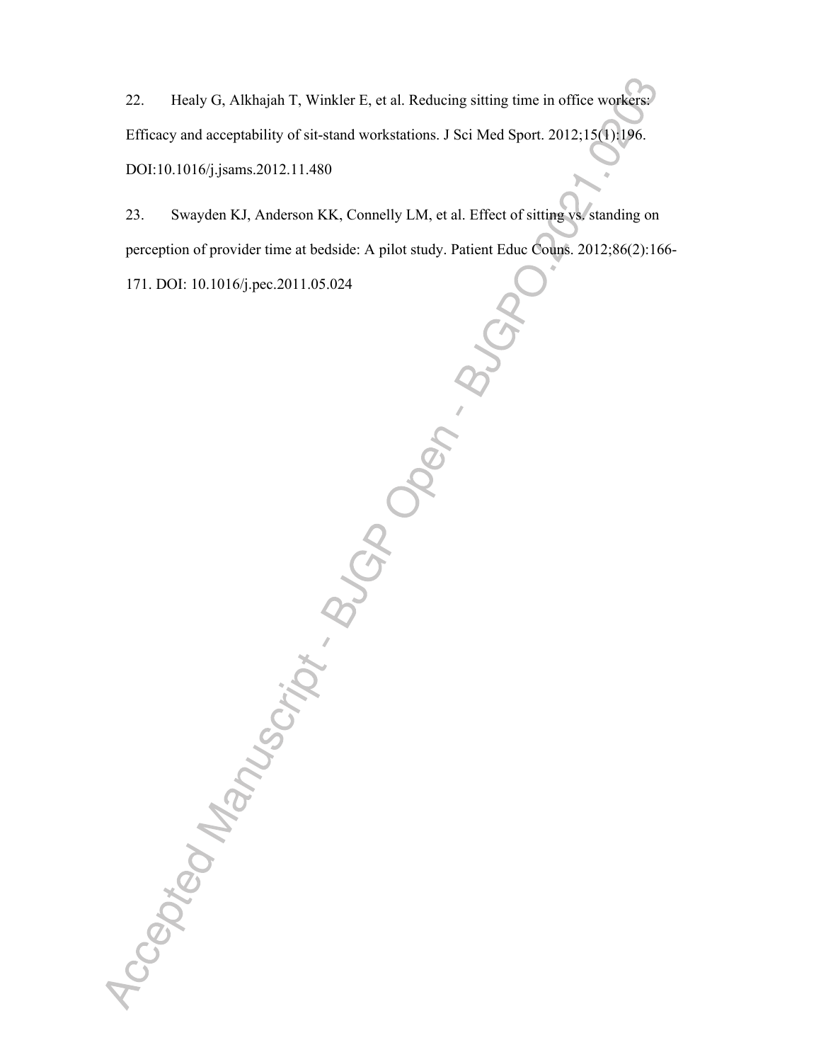22. Healy G, Alkhajah T, Winkler E, et al. Reducing sitting time in office workers: Efficacy and acceptability of sit-stand workstations. J Sci Med Sport. 2012;15(1):196. DOI:10.1016/j.jsams.2012.11.480

23. Swayden KJ, Anderson KK, Connelly LM, et al. Effect of sitting vs. standing on perception of provider time at bedside: A pilot study. Patient Educ Couns. 2012;86(2):166-171. DOI: 10.1016/j.pec.2011.05.024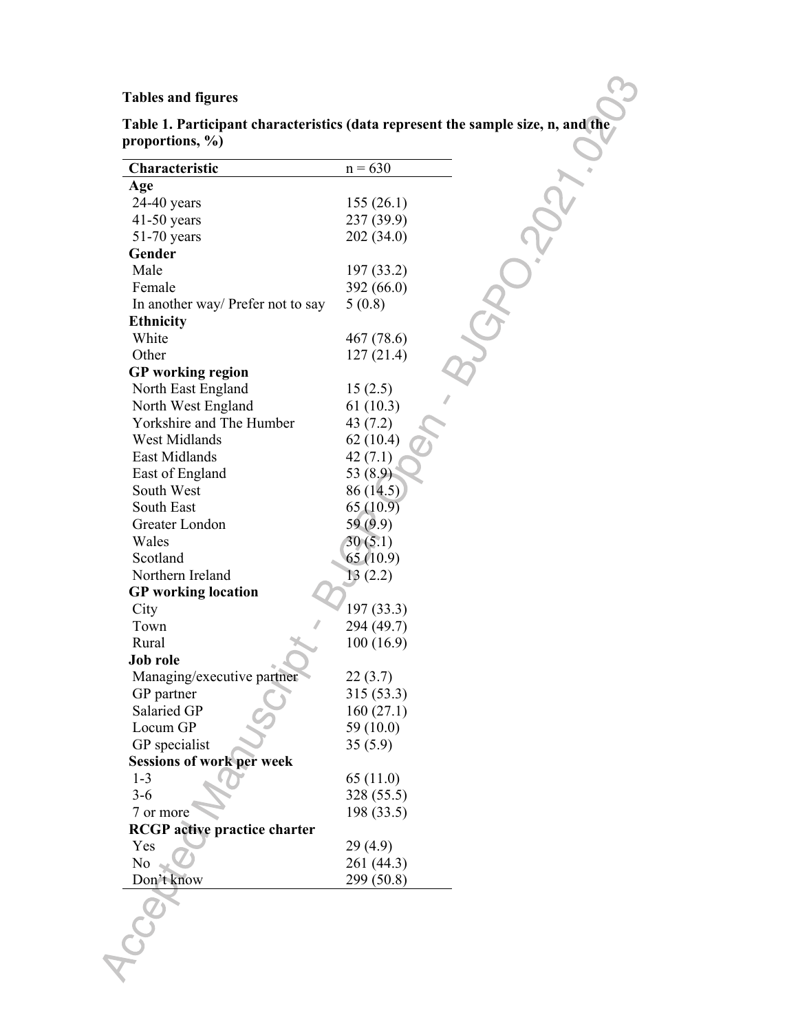**Tables and figures**

**Table 1. Participant characteristics (data represent the sample size, n, and the proportions, %)**

| Characteristic | n = 630 |
|---|---|
| **Age** | |
| 24-40 years | 155 (26.1) |
| 41-50 years | 237 (39.9) |
| 51-70 years | 202 (34.0) |
| **Gender** | |
| Male | 197 (33.2) |
| Female | 392 (66.0) |
| In another way/ Prefer not to say | 5 (0.8) |
| **Ethnicity** | |
| White | 467 (78.6) |
| Other | 127 (21.4) |
| **GP working region** | |
| North East England | 15 (2.5) |
| North West England | 61 (10.3) |
| Yorkshire and The Humber | 43 (7.2) |
| West Midlands | 62 (10.4) |
| East Midlands | 42 (7.1) |
| East of England | 53 (8.9) |
| South West | 86 (14.5) |
| South East | 65 (10.9) |
| Greater London | 59 (9.9) |
| Wales | 30 (5.1) |
| Scotland | 65 (10.9) |
| Northern Ireland | 13 (2.2) |
| **GP working location** | |
| City | 197 (33.3) |
| Town | 294 (49.7) |
| Rural | 100 (16.9) |
| **Job role** | |
| Managing/executive partner | 22 (3.7) |
| GP partner | 315 (53.3) |
| Salaried GP | 160 (27.1) |
| Locum GP | 59 (10.0) |
| GP specialist | 35 (5.9) |
| **Sessions of work per week** | |
| 1-3 | 65 (11.0) |
| 3-6 | 328 (55.5) |
| 7 or more | 198 (33.5) |
| **RCGP active practice charter** | |
| Yes | 29 (4.9) |
| No | 261 (44.3) |
| Don't know | 299 (50.8) |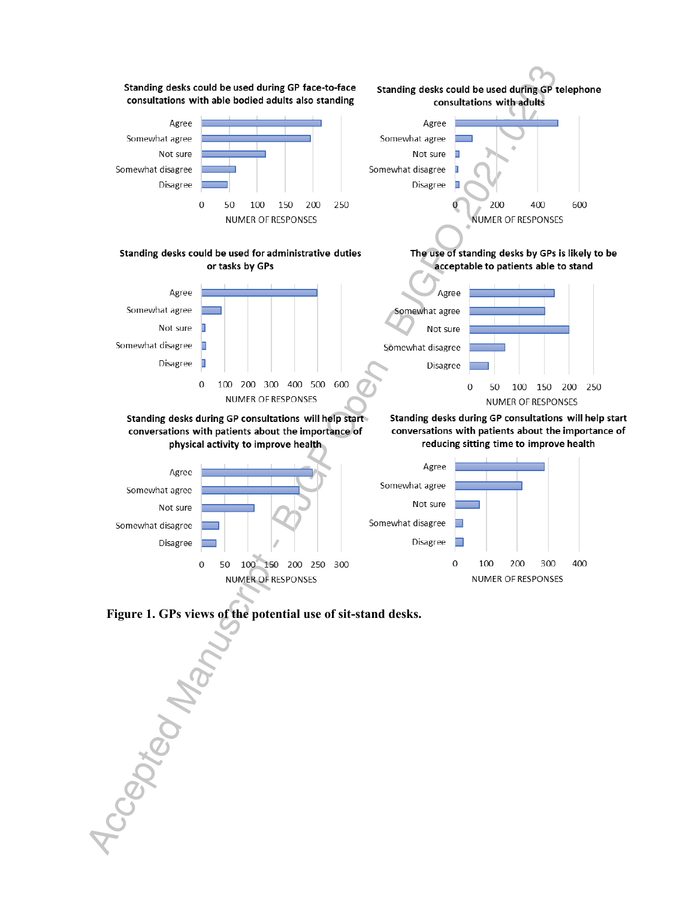Standing desks could be used during GP face-to-face consultations with able bodied adults also standing

Standing desks could be used during GP telephone consultations with adults

Standing desks could be used for administrative duties or tasks by GPs

The use of standing desks by GPs is likely to be acceptable to patients able to stand

Standing desks during GP consultations will help start conversations with patients about the importance of physical activity to improve health

Standing desks during GP consultations will help start conversations with patients about the importance of reducing sitting time to improve health

**Figure 1. GPs views of the potential use of sit-stand desks.**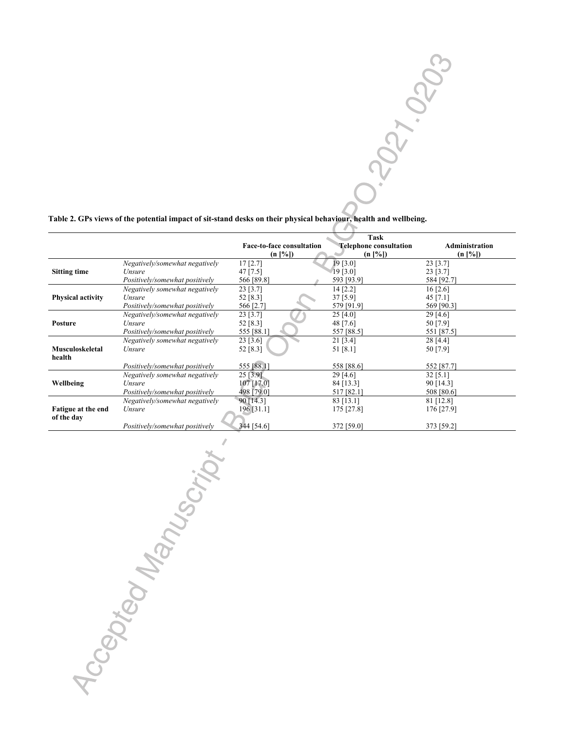**Table 2. GPs views of the potential impact of sit-stand desks on their physical behaviour, health and wellbeing.**

| | | Task | | |
|---|---|---|---|---|
| | | Face-to-face consultation (n [%]) | Telephone consultation (n [%]) | Administration (n [%]) |
| **Sitting time** | *Negatively/somewhat negatively* | 17 [2.7] | 19 [3.0] | 23 [3.7] |
| | *Unsure* | 47 [7.5] | 19 [3.0] | 23 [3.7] |
| | *Positively/somewhat positively* | 566 [89.8] | 593 [93.9] | 584 [92.7] |
| **Physical activity** | *Negatively somewhat negatively* | 23 [3.7] | 14 [2.2] | 16 [2.6] |
| | *Unsure* | 52 [8.3] | 37 [5.9] | 45 [7.1] |
| | *Positively/somewhat positively* | 566 [2.7] | 579 [91.9] | 569 [90.3] |
| **Posture** | *Negatively somewhat negatively* | 23 [3.7] | 25 [4.0] | 29 [4.6] |
| | *Unsure* | 52 [8.3] | 48 [7.6] | 50 [7.9] |
| | *Positively/somewhat positively* | 555 [88.1] | 557 [88.5] | 551 [87.5] |
| **Musculoskeletal health** | *Negatively somewhat negatively* | 23 [3.6] | 21 [3.4] | 28 [4.4] |
| | *Unsure* | 52 [8.3] | 51 [8.1] | 50 [7.9] |
| | *Positively/somewhat positively* | 555 [88.1] | 558 [88.6] | 552 [87.7] |
| **Wellbeing** | *Negatively somewhat negatively* | 25 [3.9] | 29 [4.6] | 32 [5.1] |
| | *Unsure* | 107 [17.0] | 84 [13.3] | 90 [14.3] |
| | *Positively/somewhat positively* | 498 [79.0] | 517 [82.1] | 508 [80.6] |
| **Fatigue at the end of the day** | *Negatively somewhat negatively* | 90 [14.3] | 83 [13.1] | 81 [12.8] |
| | *Unsure* | 196 [31.1] | 175 [27.8] | 176 [27.9] |
| | *Positively/somewhat positively* | 344 [54.6] | 372 [59.0] | 373 [59.2] |